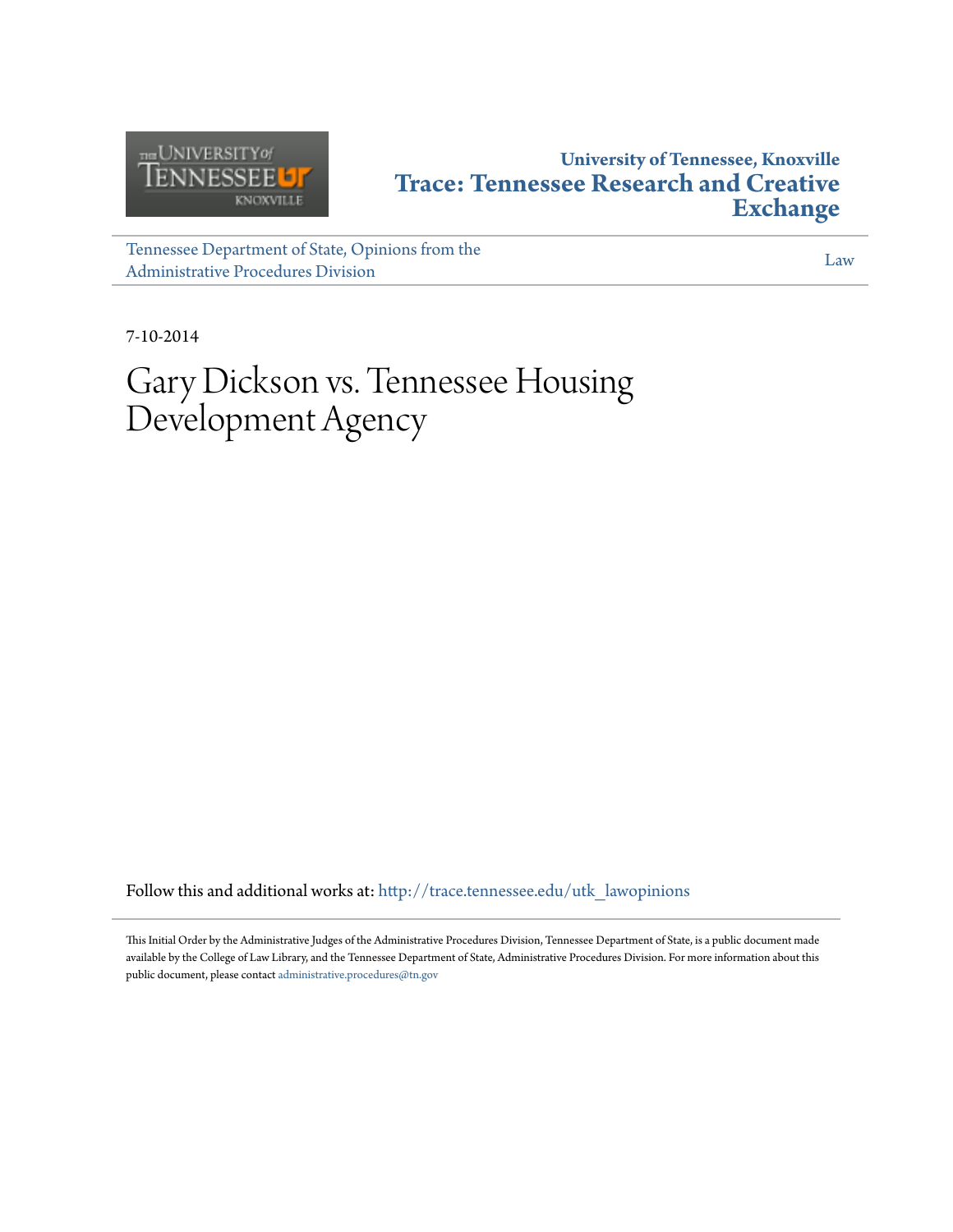University of Tennessee, Knoxville

**Trace: Tennessee Research and Creative Exchange**

Tennessee Department of State, Opinions from the Administrative Procedures Division

Law

7-10-2014

# Gary Dickson vs. Tennessee Housing Development Agency

Follow this and additional works at: http://trace.tennessee.edu/utk_lawopinions

This Initial Order by the Administrative Judges of the Administrative Procedures Division, Tennessee Department of State, is a public document made available by the College of Law Library, and the Tennessee Department of State, Administrative Procedures Division. For more information about this public document, please contact administrative.procedures@tn.gov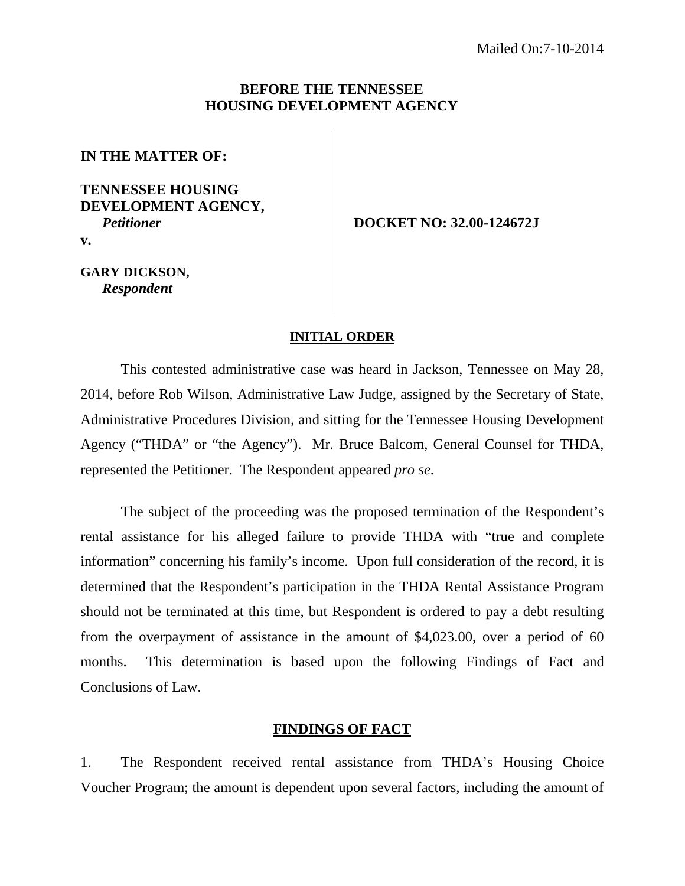Mailed On:7-10-2014

**BEFORE THE TENNESSEE HOUSING DEVELOPMENT AGENCY**

**IN THE MATTER OF:**

**TENNESSEE HOUSING DEVELOPMENT AGENCY,**
***Petitioner***

**v.**

**GARY DICKSON,**
***Respondent***

**DOCKET NO: 32.00-124672J**

## INITIAL ORDER

This contested administrative case was heard in Jackson, Tennessee on May 28, 2014, before Rob Wilson, Administrative Law Judge, assigned by the Secretary of State, Administrative Procedures Division, and sitting for the Tennessee Housing Development Agency ("THDA" or "the Agency"). Mr. Bruce Balcom, General Counsel for THDA, represented the Petitioner. The Respondent appeared *pro se*.

The subject of the proceeding was the proposed termination of the Respondent's rental assistance for his alleged failure to provide THDA with "true and complete information" concerning his family's income. Upon full consideration of the record, it is determined that the Respondent's participation in the THDA Rental Assistance Program should not be terminated at this time, but Respondent is ordered to pay a debt resulting from the overpayment of assistance in the amount of $4,023.00, over a period of 60 months. This determination is based upon the following Findings of Fact and Conclusions of Law.

## FINDINGS OF FACT

1. The Respondent received rental assistance from THDA's Housing Choice Voucher Program; the amount is dependent upon several factors, including the amount of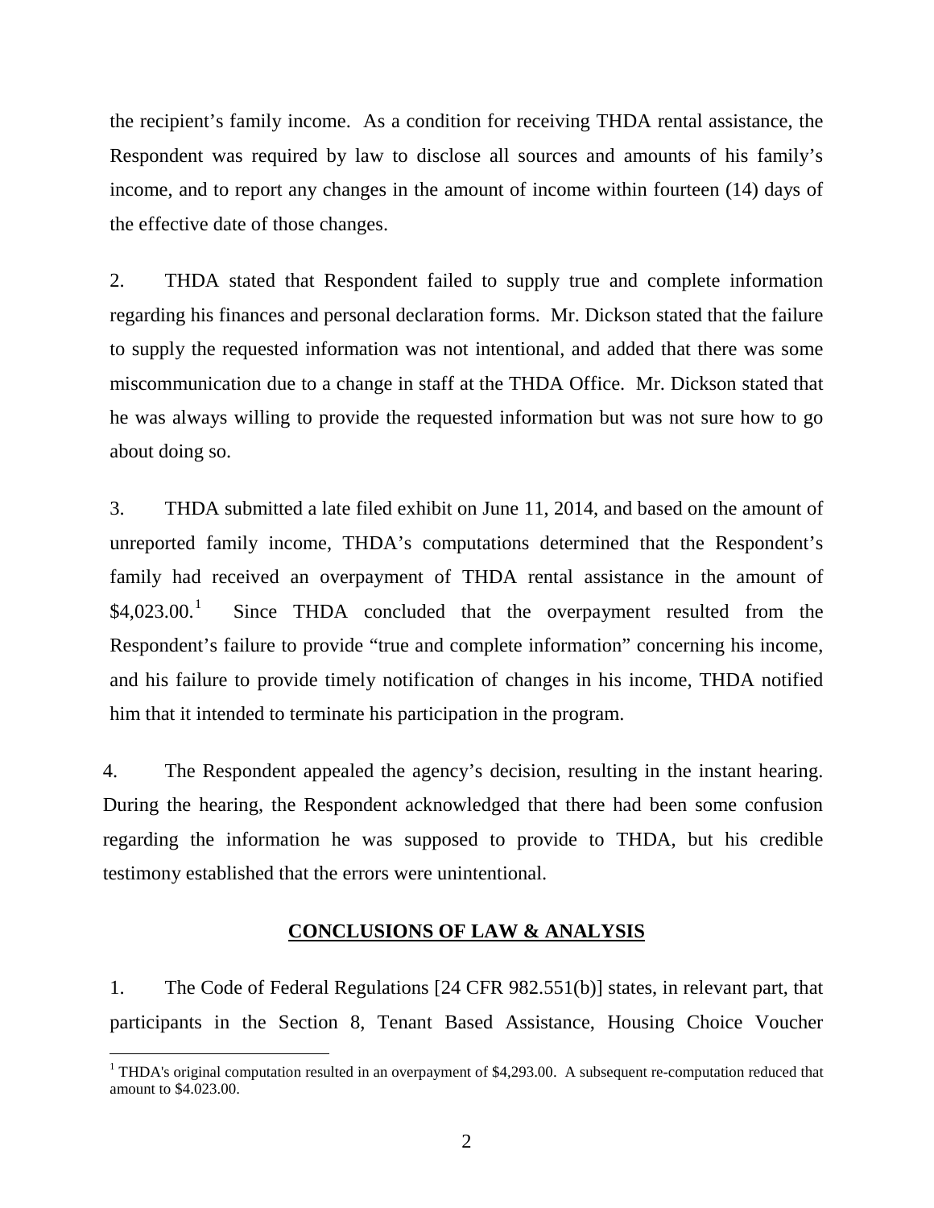the recipient's family income. As a condition for receiving THDA rental assistance, the Respondent was required by law to disclose all sources and amounts of his family's income, and to report any changes in the amount of income within fourteen (14) days of the effective date of those changes.

2. THDA stated that Respondent failed to supply true and complete information regarding his finances and personal declaration forms. Mr. Dickson stated that the failure to supply the requested information was not intentional, and added that there was some miscommunication due to a change in staff at the THDA Office. Mr. Dickson stated that he was always willing to provide the requested information but was not sure how to go about doing so.

3. THDA submitted a late filed exhibit on June 11, 2014, and based on the amount of unreported family income, THDA's computations determined that the Respondent's family had received an overpayment of THDA rental assistance in the amount of $4,023.00.[1] Since THDA concluded that the overpayment resulted from the Respondent's failure to provide "true and complete information" concerning his income, and his failure to provide timely notification of changes in his income, THDA notified him that it intended to terminate his participation in the program.

4. The Respondent appealed the agency's decision, resulting in the instant hearing. During the hearing, the Respondent acknowledged that there had been some confusion regarding the information he was supposed to provide to THDA, but his credible testimony established that the errors were unintentional.

## CONCLUSIONS OF LAW & ANALYSIS

1. The Code of Federal Regulations [24 CFR 982.551(b)] states, in relevant part, that participants in the Section 8, Tenant Based Assistance, Housing Choice Voucher

[1] THDA's original computation resulted in an overpayment of $4,293.00. A subsequent re-computation reduced that amount to $4.023.00.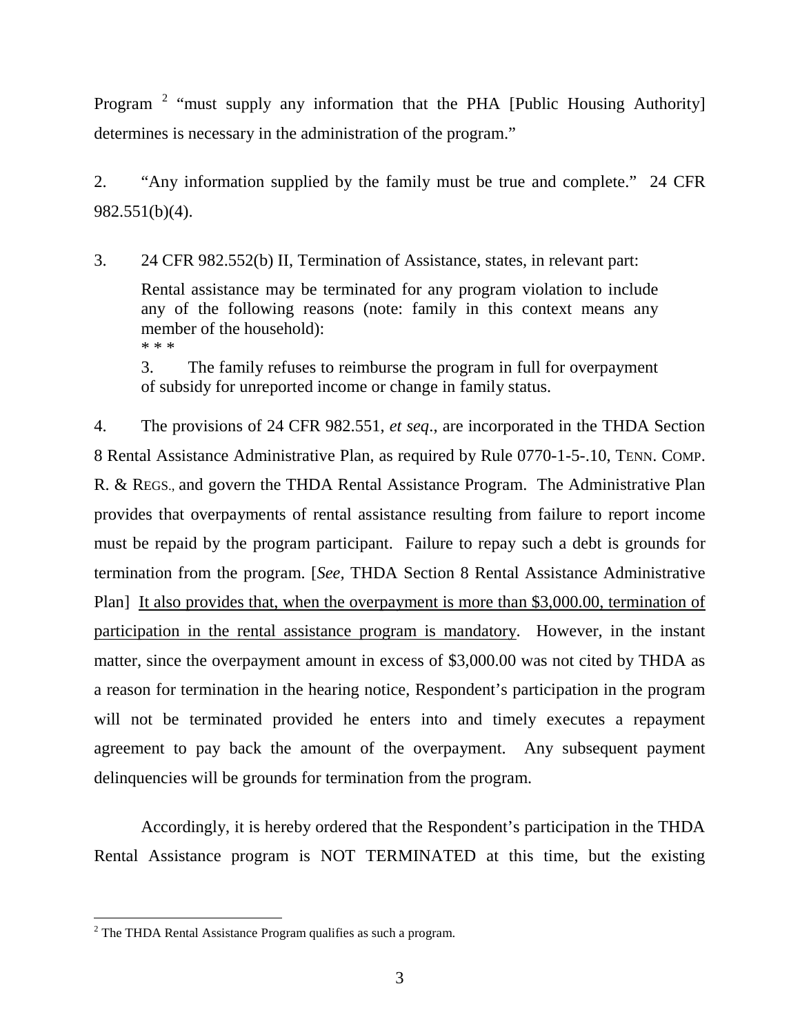Program [2] "must supply any information that the PHA [Public Housing Authority] determines is necessary in the administration of the program."

2. "Any information supplied by the family must be true and complete." 24 CFR 982.551(b)(4).

3. 24 CFR 982.552(b) II, Termination of Assistance, states, in relevant part:

> Rental assistance may be terminated for any program violation to include any of the following reasons (note: family in this context means any member of the household):
>
> * * *
>
> 3. The family refuses to reimburse the program in full for overpayment of subsidy for unreported income or change in family status.

4. The provisions of 24 CFR 982.551, *et seq*., are incorporated in the THDA Section 8 Rental Assistance Administrative Plan, as required by Rule 0770-1-5-.10, TENN. COMP. R. & REGS., and govern the THDA Rental Assistance Program. The Administrative Plan provides that overpayments of rental assistance resulting from failure to report income must be repaid by the program participant. Failure to repay such a debt is grounds for termination from the program. [*See*, THDA Section 8 Rental Assistance Administrative Plan] <u>It also provides that, when the overpayment is more than $3,000.00, termination of participation in the rental assistance program is mandatory</u>. However, in the instant matter, since the overpayment amount in excess of $3,000.00 was not cited by THDA as a reason for termination in the hearing notice, Respondent's participation in the program will not be terminated provided he enters into and timely executes a repayment agreement to pay back the amount of the overpayment. Any subsequent payment delinquencies will be grounds for termination from the program.

Accordingly, it is hereby ordered that the Respondent's participation in the THDA Rental Assistance program is NOT TERMINATED at this time, but the existing

---

[2] The THDA Rental Assistance Program qualifies as such a program.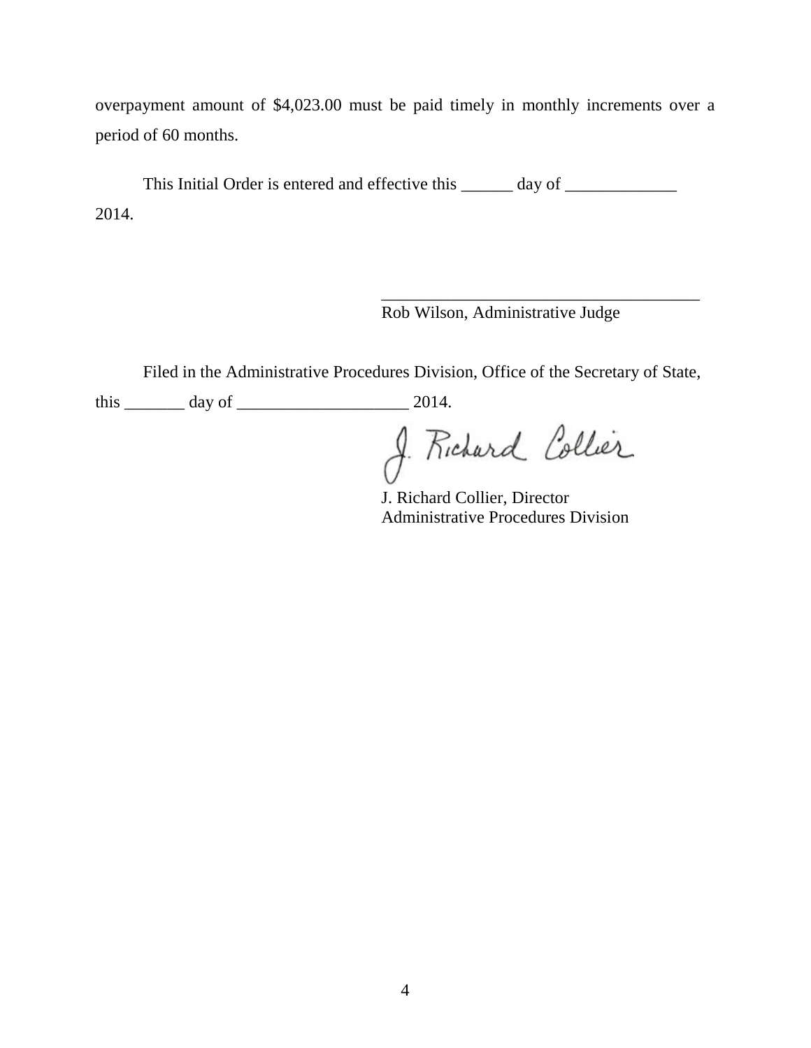overpayment amount of $4,023.00 must be paid timely in monthly increments over a period of 60 months.

This Initial Order is entered and effective this ______ day of _____________ 2014.

_______________________________________
Rob Wilson, Administrative Judge

Filed in the Administrative Procedures Division, Office of the Secretary of State, this _______ day of ____________________ 2014.

J. Richard Collier

J. Richard Collier, Director
Administrative Procedures Division